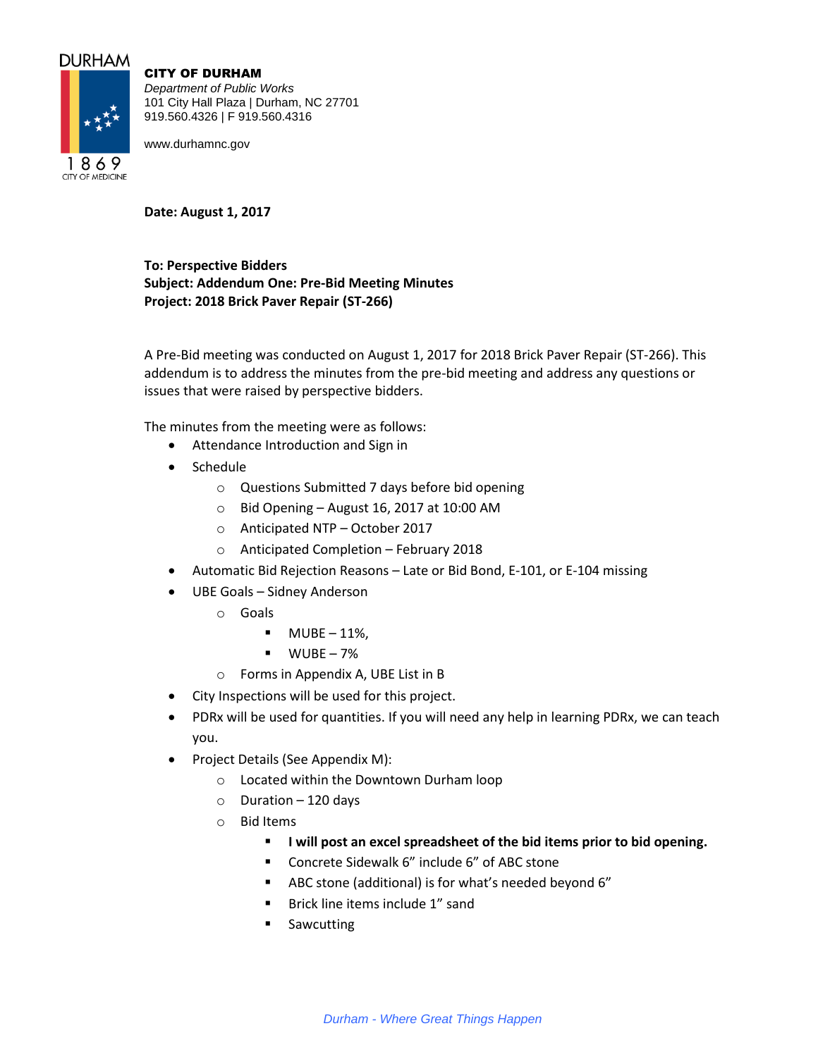DURHAM

1869
CITY OF MEDICINE

**CITY OF DURHAM**
*Department of Public Works*
101 City Hall Plaza | Durham, NC 27701
919.560.4326 | F 919.560.4316

www.durhamnc.gov

**Date: August 1, 2017**

**To: Perspective Bidders**
**Subject: Addendum One: Pre-Bid Meeting Minutes**
**Project: 2018 Brick Paver Repair (ST-266)**

A Pre-Bid meeting was conducted on August 1, 2017 for 2018 Brick Paver Repair (ST-266). This addendum is to address the minutes from the pre-bid meeting and address any questions or issues that were raised by perspective bidders.

The minutes from the meeting were as follows:

- Attendance Introduction and Sign in
- Schedule
  - Questions Submitted 7 days before bid opening
  - Bid Opening – August 16, 2017 at 10:00 AM
  - Anticipated NTP – October 2017
  - Anticipated Completion – February 2018
- Automatic Bid Rejection Reasons – Late or Bid Bond, E-101, or E-104 missing
- UBE Goals – Sidney Anderson
  - Goals
    - MUBE – 11%,
    - WUBE – 7%
  - Forms in Appendix A, UBE List in B
- City Inspections will be used for this project.
- PDRx will be used for quantities. If you will need any help in learning PDRx, we can teach you.
- Project Details (See Appendix M):
  - Located within the Downtown Durham loop
  - Duration – 120 days
  - Bid Items
    - **I will post an excel spreadsheet of the bid items prior to bid opening.**
    - Concrete Sidewalk 6" include 6" of ABC stone
    - ABC stone (additional) is for what's needed beyond 6"
    - Brick line items include 1" sand
    - Sawcutting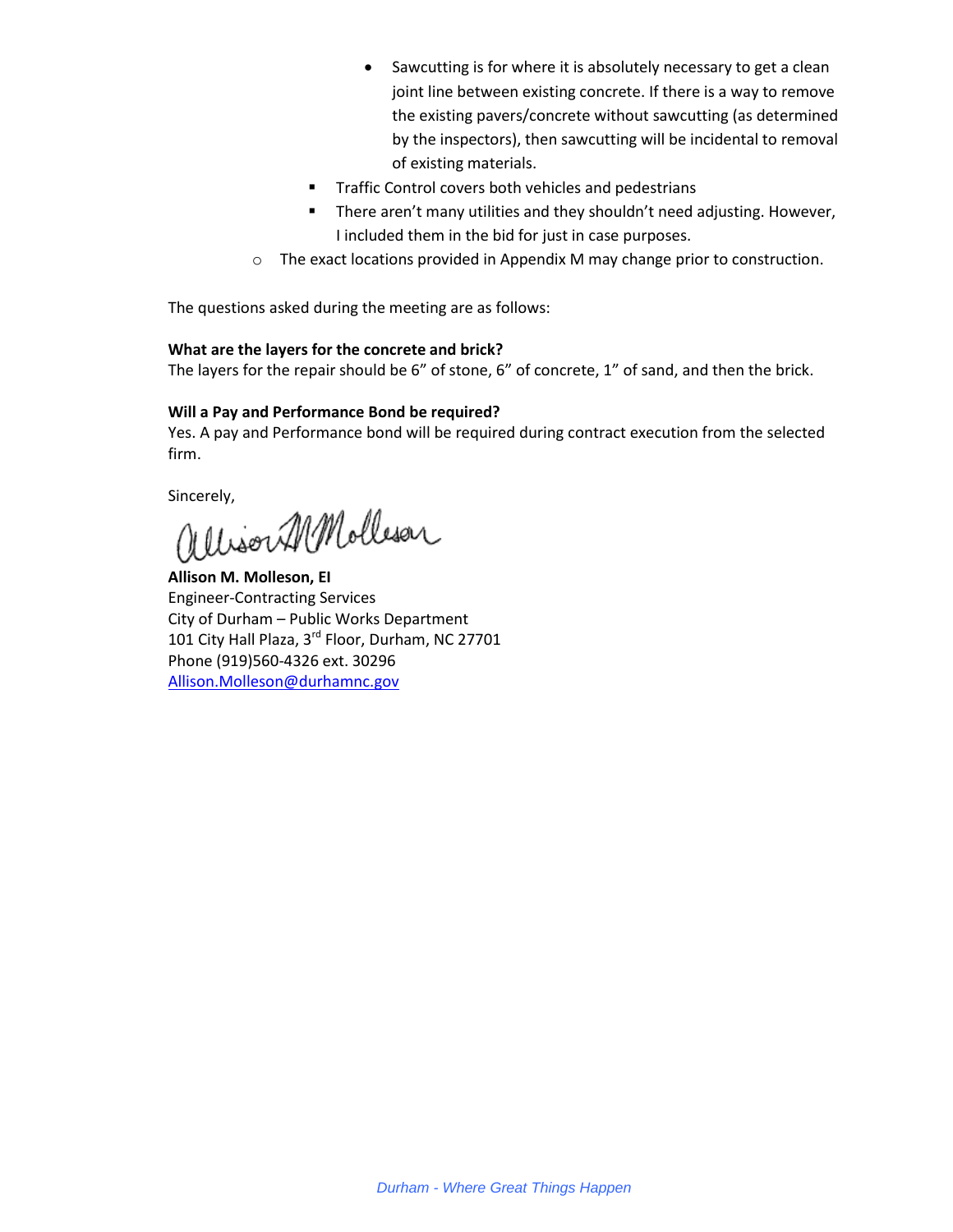- Sawcutting is for where it is absolutely necessary to get a clean joint line between existing concrete. If there is a way to remove the existing pavers/concrete without sawcutting (as determined by the inspectors), then sawcutting will be incidental to removal of existing materials.
            - Traffic Control covers both vehicles and pedestrians
            - There aren't many utilities and they shouldn't need adjusting. However, I included them in the bid for just in case purposes.
    - The exact locations provided in Appendix M may change prior to construction.

The questions asked during the meeting are as follows:

**What are the layers for the concrete and brick?**
The layers for the repair should be 6" of stone, 6" of concrete, 1" of sand, and then the brick.

**Will a Pay and Performance Bond be required?**
Yes. A pay and Performance bond will be required during contract execution from the selected firm.

Sincerely,

Allison M. Molleson

**Allison M. Molleson, EI**
Engineer-Contracting Services
City of Durham – Public Works Department
101 City Hall Plaza, 3rd Floor, Durham, NC 27701
Phone (919)560-4326 ext. 30296
Allison.Molleson@durhamnc.gov

*Durham - Where Great Things Happen*